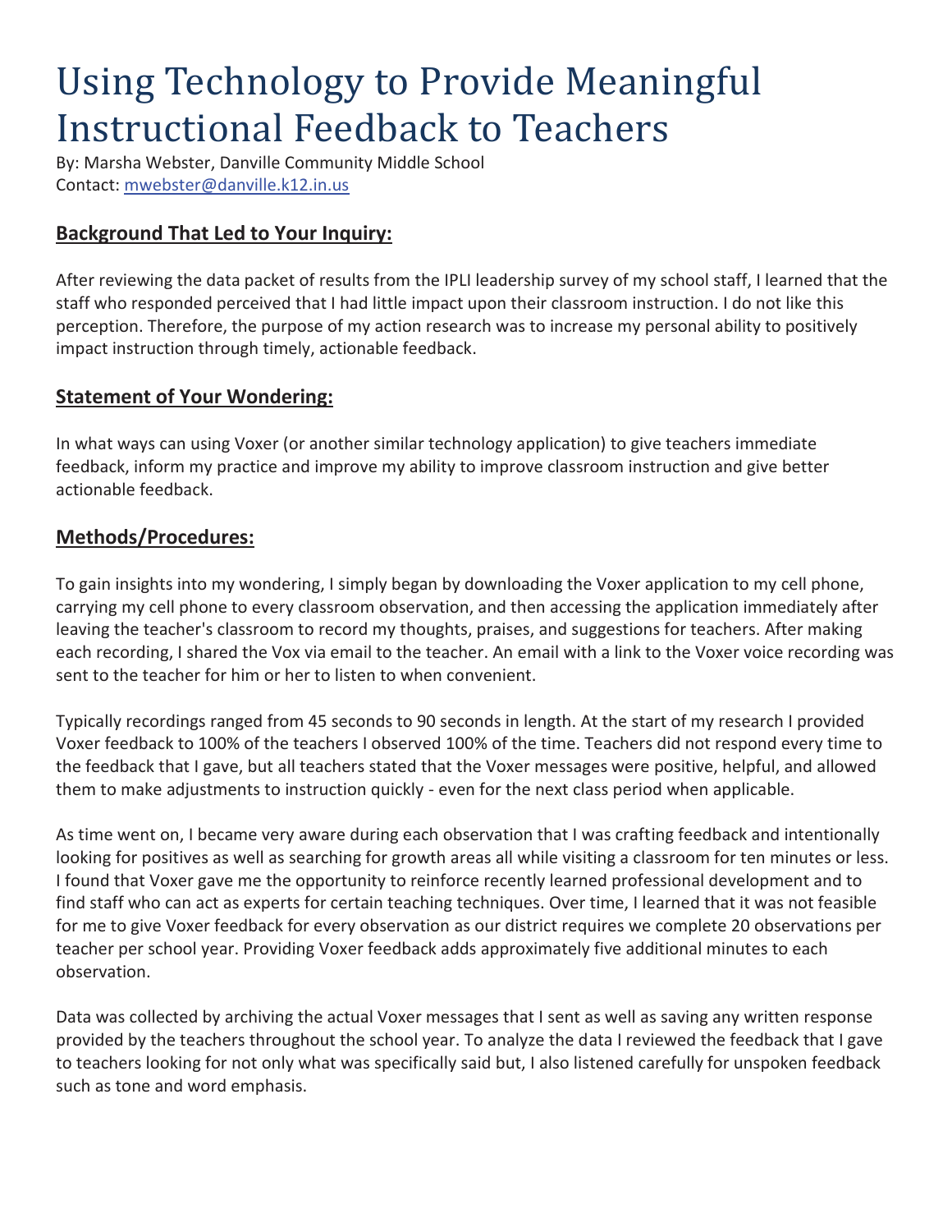# Using Technology to Provide Meaningful Instructional Feedback to Teachers

By: Marsha Webster, Danville Community Middle School
Contact: mwebster@danville.k12.in.us

## Background That Led to Your Inquiry:

After reviewing the data packet of results from the IPLI leadership survey of my school staff, I learned that the staff who responded perceived that I had little impact upon their classroom instruction. I do not like this perception. Therefore, the purpose of my action research was to increase my personal ability to positively impact instruction through timely, actionable feedback.

## Statement of Your Wondering:

In what ways can using Voxer (or another similar technology application) to give teachers immediate feedback, inform my practice and improve my ability to improve classroom instruction and give better actionable feedback.

## Methods/Procedures:

To gain insights into my wondering, I simply began by downloading the Voxer application to my cell phone, carrying my cell phone to every classroom observation, and then accessing the application immediately after leaving the teacher's classroom to record my thoughts, praises, and suggestions for teachers. After making each recording, I shared the Vox via email to the teacher. An email with a link to the Voxer voice recording was sent to the teacher for him or her to listen to when convenient.

Typically recordings ranged from 45 seconds to 90 seconds in length. At the start of my research I provided Voxer feedback to 100% of the teachers I observed 100% of the time. Teachers did not respond every time to the feedback that I gave, but all teachers stated that the Voxer messages were positive, helpful, and allowed them to make adjustments to instruction quickly - even for the next class period when applicable.

As time went on, I became very aware during each observation that I was crafting feedback and intentionally looking for positives as well as searching for growth areas all while visiting a classroom for ten minutes or less. I found that Voxer gave me the opportunity to reinforce recently learned professional development and to find staff who can act as experts for certain teaching techniques. Over time, I learned that it was not feasible for me to give Voxer feedback for every observation as our district requires we complete 20 observations per teacher per school year. Providing Voxer feedback adds approximately five additional minutes to each observation.

Data was collected by archiving the actual Voxer messages that I sent as well as saving any written response provided by the teachers throughout the school year. To analyze the data I reviewed the feedback that I gave to teachers looking for not only what was specifically said but, I also listened carefully for unspoken feedback such as tone and word emphasis.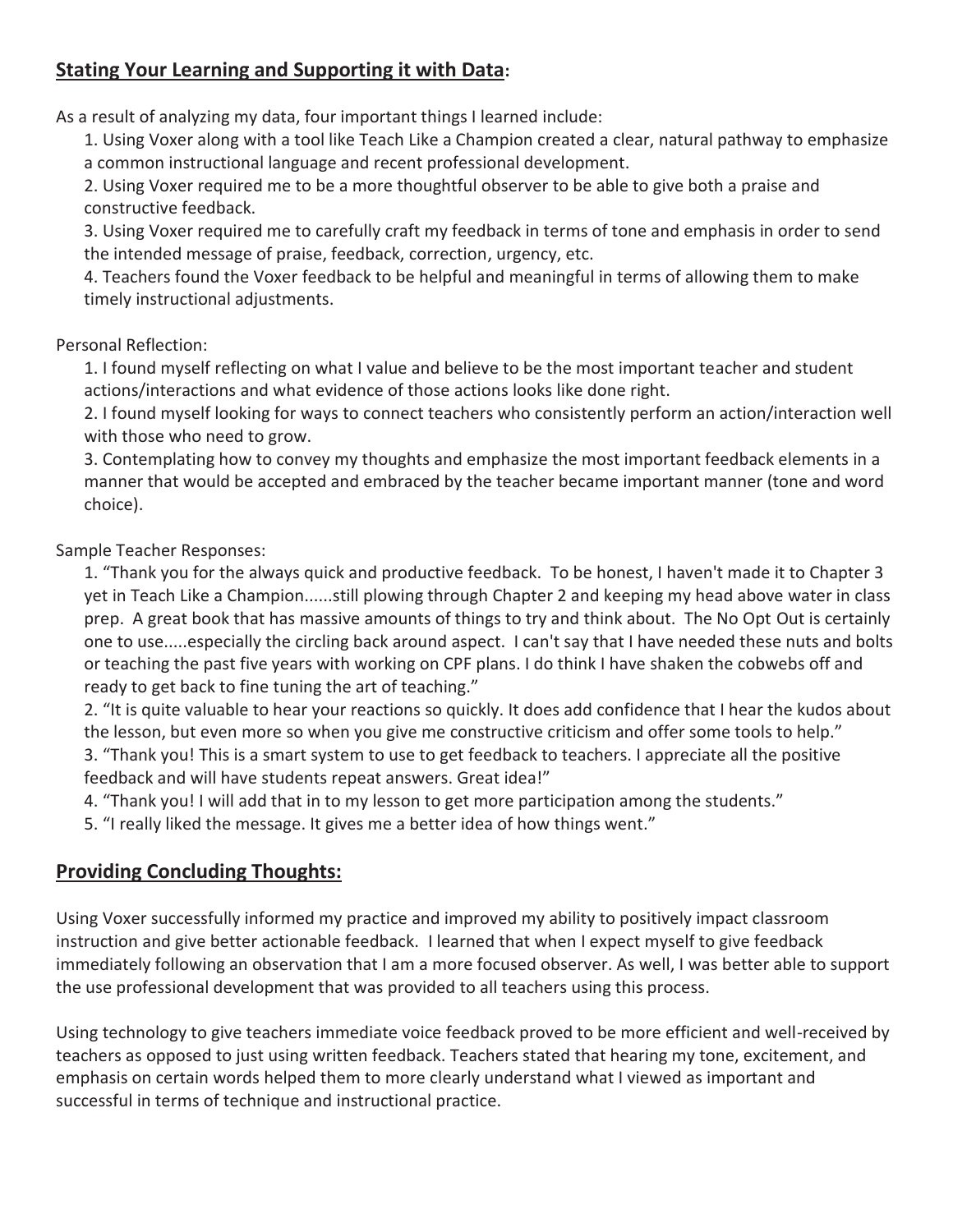## Stating Your Learning and Supporting it with Data:

As a result of analyzing my data, four important things I learned include:

1. Using Voxer along with a tool like Teach Like a Champion created a clear, natural pathway to emphasize a common instructional language and recent professional development.
2. Using Voxer required me to be a more thoughtful observer to be able to give both a praise and constructive feedback.
3. Using Voxer required me to carefully craft my feedback in terms of tone and emphasis in order to send the intended message of praise, feedback, correction, urgency, etc.
4. Teachers found the Voxer feedback to be helpful and meaningful in terms of allowing them to make timely instructional adjustments.

Personal Reflection:

1. I found myself reflecting on what I value and believe to be the most important teacher and student actions/interactions and what evidence of those actions looks like done right.
2. I found myself looking for ways to connect teachers who consistently perform an action/interaction well with those who need to grow.
3. Contemplating how to convey my thoughts and emphasize the most important feedback elements in a manner that would be accepted and embraced by the teacher became important manner (tone and word choice).

Sample Teacher Responses:

1. "Thank you for the always quick and productive feedback. To be honest, I haven't made it to Chapter 3 yet in Teach Like a Champion......still plowing through Chapter 2 and keeping my head above water in class prep. A great book that has massive amounts of things to try and think about. The No Opt Out is certainly one to use.....especially the circling back around aspect. I can't say that I have needed these nuts and bolts or teaching the past five years with working on CPF plans. I do think I have shaken the cobwebs off and ready to get back to fine tuning the art of teaching."
2. "It is quite valuable to hear your reactions so quickly. It does add confidence that I hear the kudos about the lesson, but even more so when you give me constructive criticism and offer some tools to help."
3. "Thank you! This is a smart system to use to get feedback to teachers. I appreciate all the positive feedback and will have students repeat answers. Great idea!"
4. "Thank you! I will add that in to my lesson to get more participation among the students."
5. "I really liked the message. It gives me a better idea of how things went."

## Providing Concluding Thoughts:

Using Voxer successfully informed my practice and improved my ability to positively impact classroom instruction and give better actionable feedback. I learned that when I expect myself to give feedback immediately following an observation that I am a more focused observer. As well, I was better able to support the use professional development that was provided to all teachers using this process.

Using technology to give teachers immediate voice feedback proved to be more efficient and well-received by teachers as opposed to just using written feedback. Teachers stated that hearing my tone, excitement, and emphasis on certain words helped them to more clearly understand what I viewed as important and successful in terms of technique and instructional practice.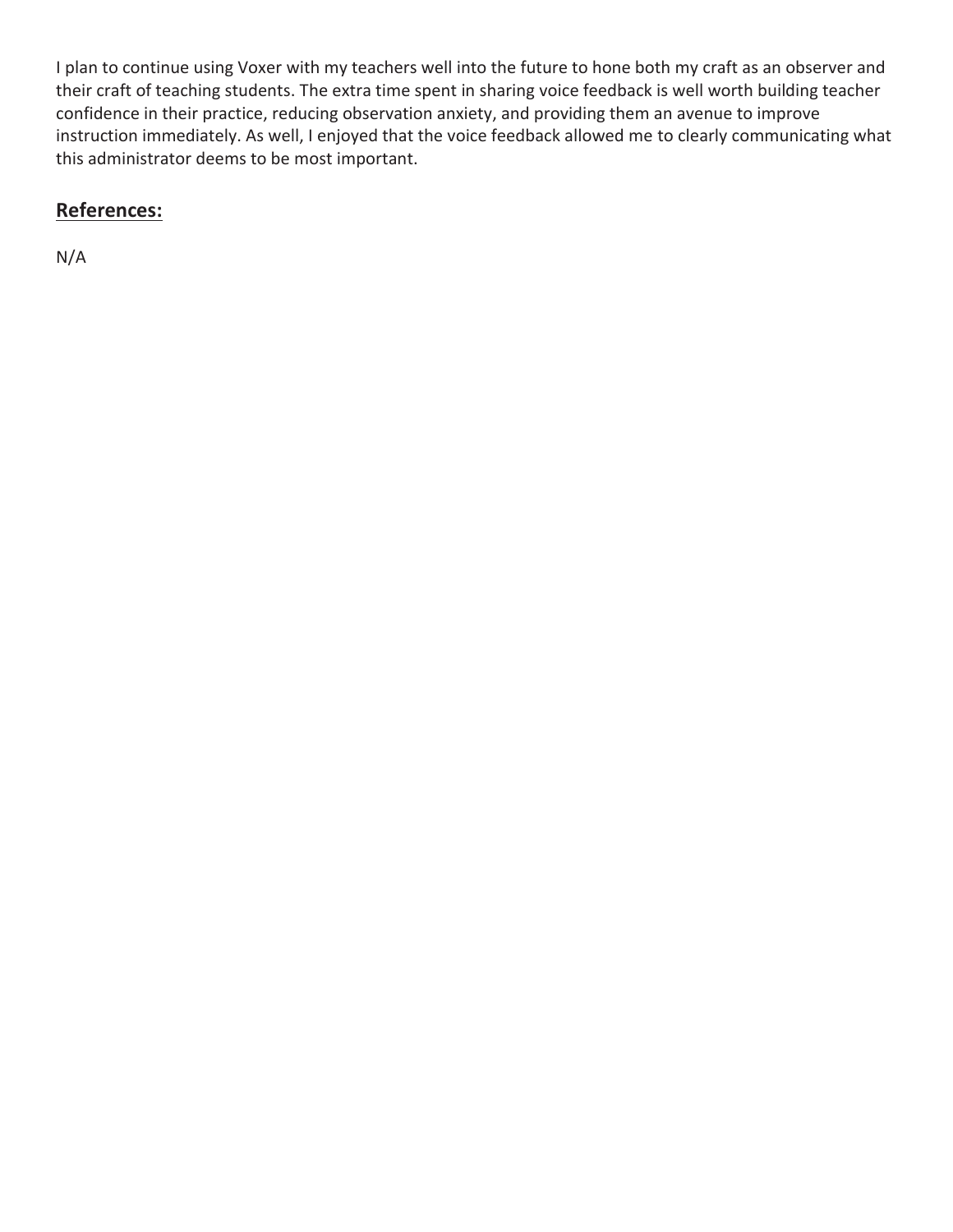I plan to continue using Voxer with my teachers well into the future to hone both my craft as an observer and their craft of teaching students. The extra time spent in sharing voice feedback is well worth building teacher confidence in their practice, reducing observation anxiety, and providing them an avenue to improve instruction immediately. As well, I enjoyed that the voice feedback allowed me to clearly communicating what this administrator deems to be most important.

## References:

N/A